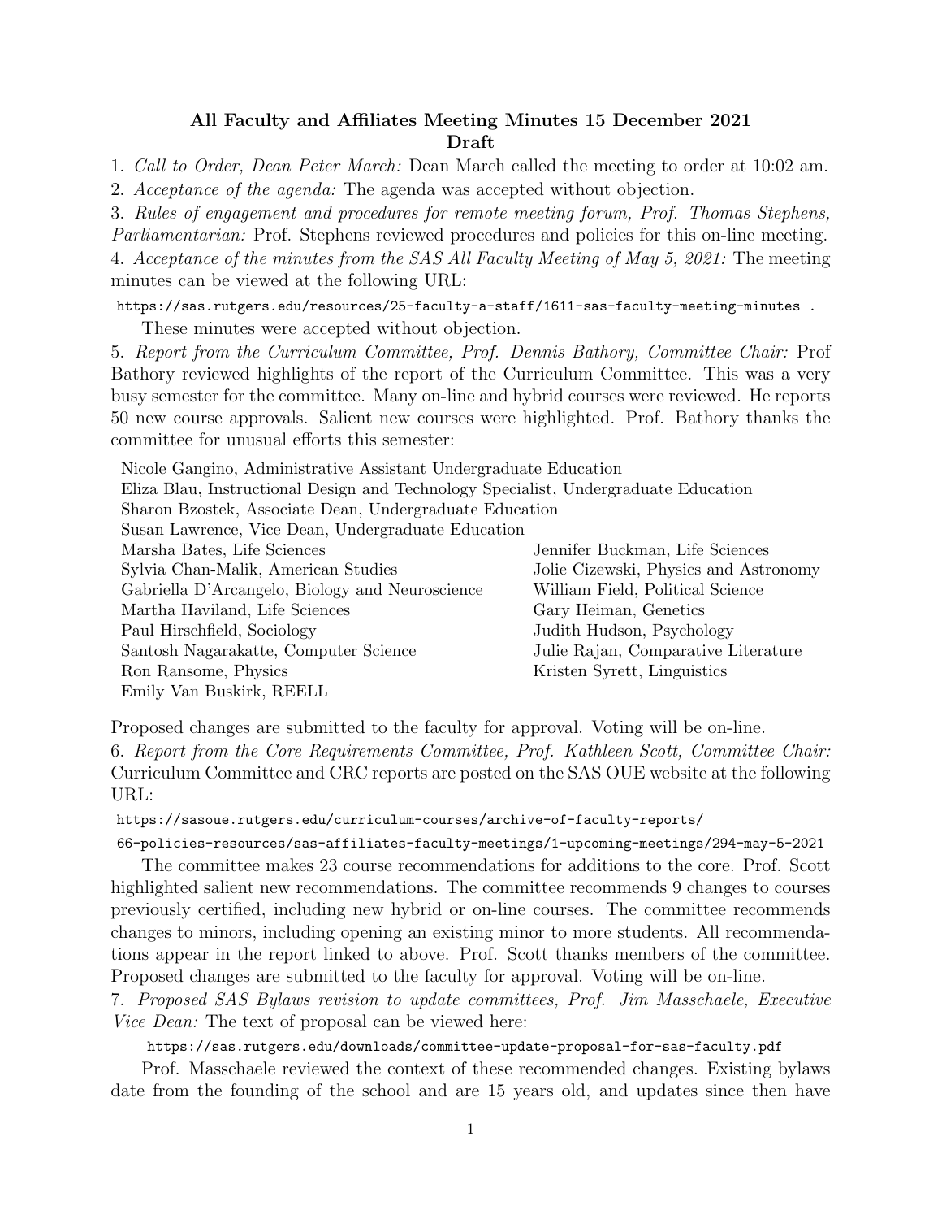**All Faculty and Affiliates Meeting Minutes 15 December 2021**
**Draft**

1. *Call to Order, Dean Peter March:* Dean March called the meeting to order at 10:02 am.
2. *Acceptance of the agenda:* The agenda was accepted without objection.
3. *Rules of engagement and procedures for remote meeting forum, Prof. Thomas Stephens, Parliamentarian:* Prof. Stephens reviewed procedures and policies for this on-line meeting.
4. *Acceptance of the minutes from the SAS All Faculty Meeting of May 5, 2021:* The meeting minutes can be viewed at the following URL:

`https://sas.rutgers.edu/resources/25-faculty-a-staff/1611-sas-faculty-meeting-minutes` .

These minutes were accepted without objection.

5. *Report from the Curriculum Committee, Prof. Dennis Bathory, Committee Chair:* Prof Bathory reviewed highlights of the report of the Curriculum Committee. This was a very busy semester for the committee. Many on-line and hybrid courses were reviewed. He reports 50 new course approvals. Salient new courses were highlighted. Prof. Bathory thanks the committee for unusual efforts this semester:

Nicole Gangino, Administrative Assistant Undergraduate Education
Eliza Blau, Instructional Design and Technology Specialist, Undergraduate Education
Sharon Bzostek, Associate Dean, Undergraduate Education
Susan Lawrence, Vice Dean, Undergraduate Education
Marsha Bates, Life Sciences
Jennifer Buckman, Life Sciences
Sylvia Chan-Malik, American Studies
Jolie Cizewski, Physics and Astronomy
Gabriella D'Arcangelo, Biology and Neuroscience
William Field, Political Science
Martha Haviland, Life Sciences
Gary Heiman, Genetics
Paul Hirschfield, Sociology
Judith Hudson, Psychology
Santosh Nagarakatte, Computer Science
Julie Rajan, Comparative Literature
Ron Ransome, Physics
Kristen Syrett, Linguistics
Emily Van Buskirk, REELL

Proposed changes are submitted to the faculty for approval. Voting will be on-line.

6. *Report from the Core Requirements Committee, Prof. Kathleen Scott, Committee Chair:* Curriculum Committee and CRC reports are posted on the SAS OUE website at the following URL:

`https://sasoue.rutgers.edu/curriculum-courses/archive-of-faculty-reports/66-policies-resources/sas-affiliates-faculty-meetings/1-upcoming-meetings/294-may-5-2021`

The committee makes 23 course recommendations for additions to the core. Prof. Scott highlighted salient new recommendations. The committee recommends 9 changes to courses previously certified, including new hybrid or on-line courses. The committee recommends changes to minors, including opening an existing minor to more students. All recommendations appear in the report linked to above. Prof. Scott thanks members of the committee. Proposed changes are submitted to the faculty for approval. Voting will be on-line.

7. *Proposed SAS Bylaws revision to update committees, Prof. Jim Masschaele, Executive Vice Dean:* The text of proposal can be viewed here:

`https://sas.rutgers.edu/downloads/committee-update-proposal-for-sas-faculty.pdf`

Prof. Masschaele reviewed the context of these recommended changes. Existing bylaws date from the founding of the school and are 15 years old, and updates since then have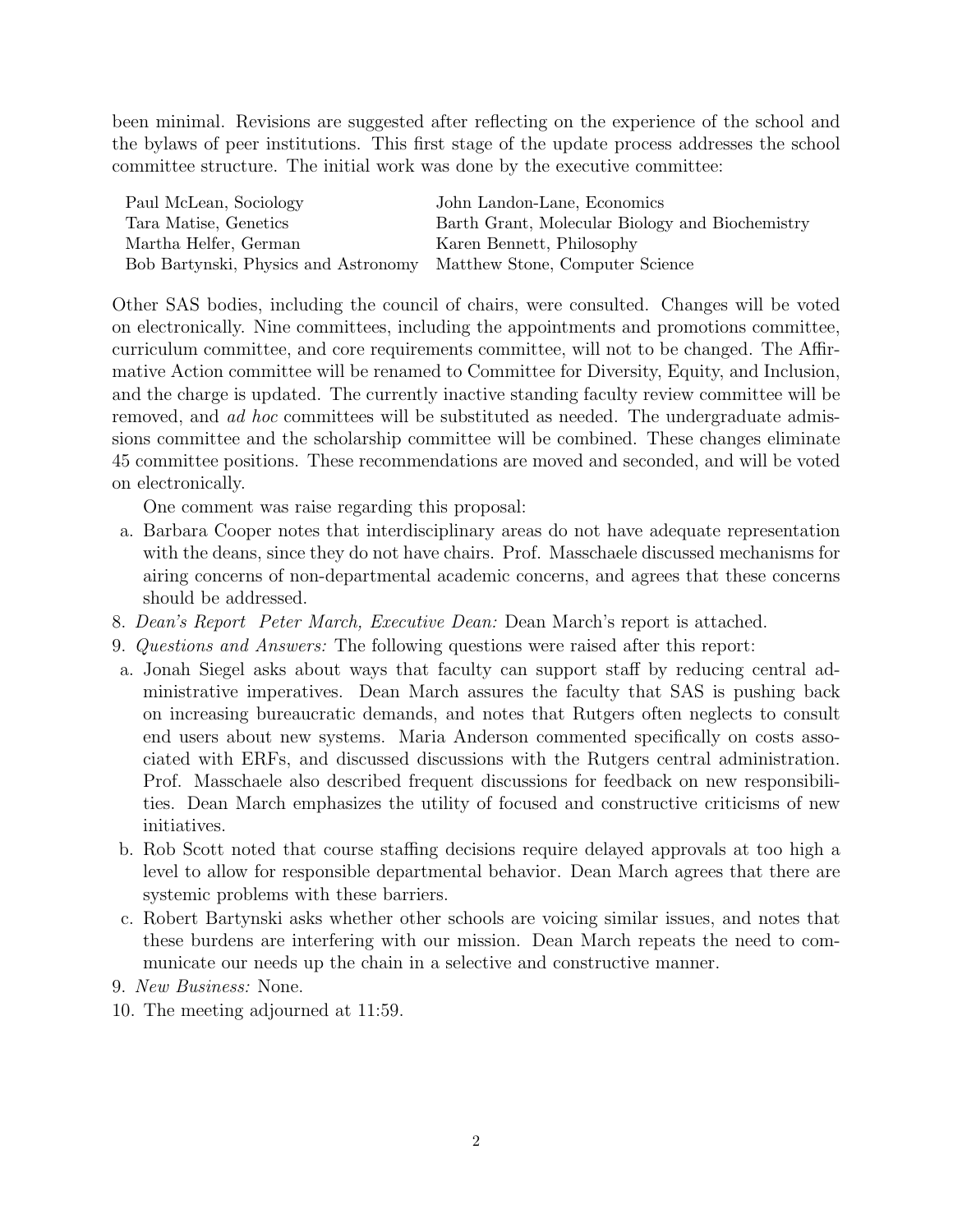been minimal. Revisions are suggested after reflecting on the experience of the school and the bylaws of peer institutions. This first stage of the update process addresses the school committee structure. The initial work was done by the executive committee:

| | |
|---|---|
| Paul McLean, Sociology | John Landon-Lane, Economics |
| Tara Matise, Genetics | Barth Grant, Molecular Biology and Biochemistry |
| Martha Helfer, German | Karen Bennett, Philosophy |
| Bob Bartynski, Physics and Astronomy | Matthew Stone, Computer Science |

Other SAS bodies, including the council of chairs, were consulted. Changes will be voted on electronically. Nine committees, including the appointments and promotions committee, curriculum committee, and core requirements committee, will not to be changed. The Affirmative Action committee will be renamed to Committee for Diversity, Equity, and Inclusion, and the charge is updated. The currently inactive standing faculty review committee will be removed, and *ad hoc* committees will be substituted as needed. The undergraduate admissions committee and the scholarship committee will be combined. These changes eliminate 45 committee positions. These recommendations are moved and seconded, and will be voted on electronically.

One comment was raise regarding this proposal:

a. Barbara Cooper notes that interdisciplinary areas do not have adequate representation with the deans, since they do not have chairs. Prof. Masschaele discussed mechanisms for airing concerns of non-departmental academic concerns, and agrees that these concerns should be addressed.

8. *Dean's Report Peter March, Executive Dean:* Dean March's report is attached.
9. *Questions and Answers:* The following questions were raised after this report:

a. Jonah Siegel asks about ways that faculty can support staff by reducing central administrative imperatives. Dean March assures the faculty that SAS is pushing back on increasing bureaucratic demands, and notes that Rutgers often neglects to consult end users about new systems. Maria Anderson commented specifically on costs associated with ERFs, and discussed discussions with the Rutgers central administration. Prof. Masschaele also described frequent discussions for feedback on new responsibilities. Dean March emphasizes the utility of focused and constructive criticisms of new initiatives.

b. Rob Scott noted that course staffing decisions require delayed approvals at too high a level to allow for responsible departmental behavior. Dean March agrees that there are systemic problems with these barriers.

c. Robert Bartynski asks whether other schools are voicing similar issues, and notes that these burdens are interfering with our mission. Dean March repeats the need to communicate our needs up the chain in a selective and constructive manner.

9. *New Business:* None.
10. The meeting adjourned at 11:59.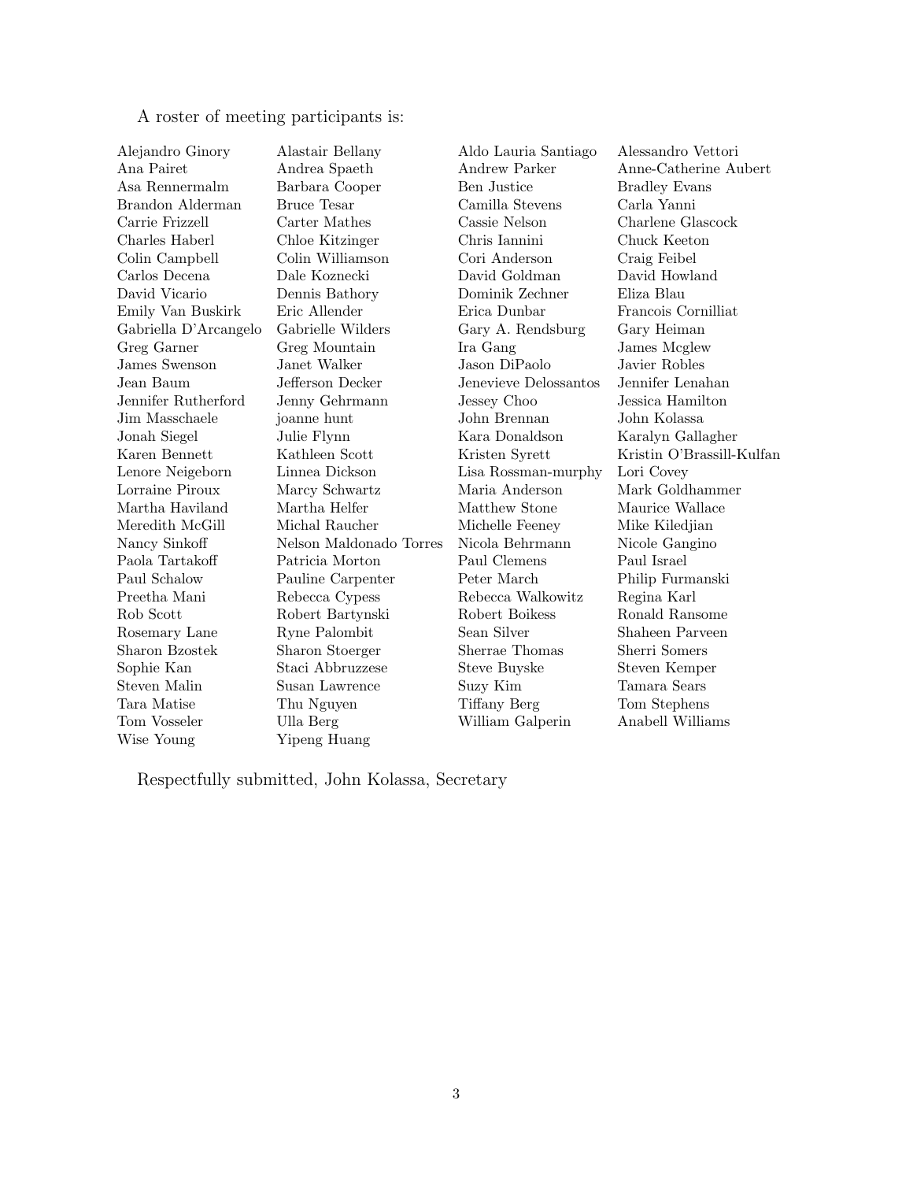A roster of meeting participants is:

| | | | |
|---|---|---|---|
| Alejandro Ginory | Alastair Bellany | Aldo Lauria Santiago | Alessandro Vettori |
| Ana Pairet | Andrea Spaeth | Andrew Parker | Anne-Catherine Aubert |
| Asa Rennermalm | Barbara Cooper | Ben Justice | Bradley Evans |
| Brandon Alderman | Bruce Tesar | Camilla Stevens | Carla Yanni |
| Carrie Frizzell | Carter Mathes | Cassie Nelson | Charlene Glascock |
| Charles Haberl | Chloe Kitzinger | Chris Iannini | Chuck Keeton |
| Colin Campbell | Colin Williamson | Cori Anderson | Craig Feibel |
| Carlos Decena | Dale Koznecki | David Goldman | David Howland |
| David Vicario | Dennis Bathory | Dominik Zechner | Eliza Blau |
| Emily Van Buskirk | Eric Allender | Erica Dunbar | Francois Cornilliat |
| Gabriella D'Arcangelo | Gabrielle Wilders | Gary A. Rendsburg | Gary Heiman |
| Greg Garner | Greg Mountain | Ira Gang | James Mcglew |
| James Swenson | Janet Walker | Jason DiPaolo | Javier Robles |
| Jean Baum | Jefferson Decker | Jenevieve Delossantos | Jennifer Lenahan |
| Jennifer Rutherford | Jenny Gehrmann | Jessey Choo | Jessica Hamilton |
| Jim Masschaele | joanne hunt | John Brennan | John Kolassa |
| Jonah Siegel | Julie Flynn | Kara Donaldson | Karalyn Gallagher |
| Karen Bennett | Kathleen Scott | Kristen Syrett | Kristin O'Brassill-Kulfan |
| Lenore Neigeborn | Linnea Dickson | Lisa Rossman-murphy | Lori Covey |
| Lorraine Piroux | Marcy Schwartz | Maria Anderson | Mark Goldhammer |
| Martha Haviland | Martha Helfer | Matthew Stone | Maurice Wallace |
| Meredith McGill | Michal Raucher | Michelle Feeney | Mike Kiledjian |
| Nancy Sinkoff | Nelson Maldonado Torres | Nicola Behrmann | Nicole Gangino |
| Paola Tartakoff | Patricia Morton | Paul Clemens | Paul Israel |
| Paul Schalow | Pauline Carpenter | Peter March | Philip Furmanski |
| Preetha Mani | Rebecca Cypess | Rebecca Walkowitz | Regina Karl |
| Rob Scott | Robert Bartynski | Robert Boikess | Ronald Ransome |
| Rosemary Lane | Ryne Palombit | Sean Silver | Shaheen Parveen |
| Sharon Bzostek | Sharon Stoerger | Sherrae Thomas | Sherri Somers |
| Sophie Kan | Staci Abbruzzese | Steve Buyske | Steven Kemper |
| Steven Malin | Susan Lawrence | Suzy Kim | Tamara Sears |
| Tara Matise | Thu Nguyen | Tiffany Berg | Tom Stephens |
| Tom Vosseler | Ulla Berg | William Galperin | Anabell Williams |
| Wise Young | Yipeng Huang | | |

Respectfully submitted, John Kolassa, Secretary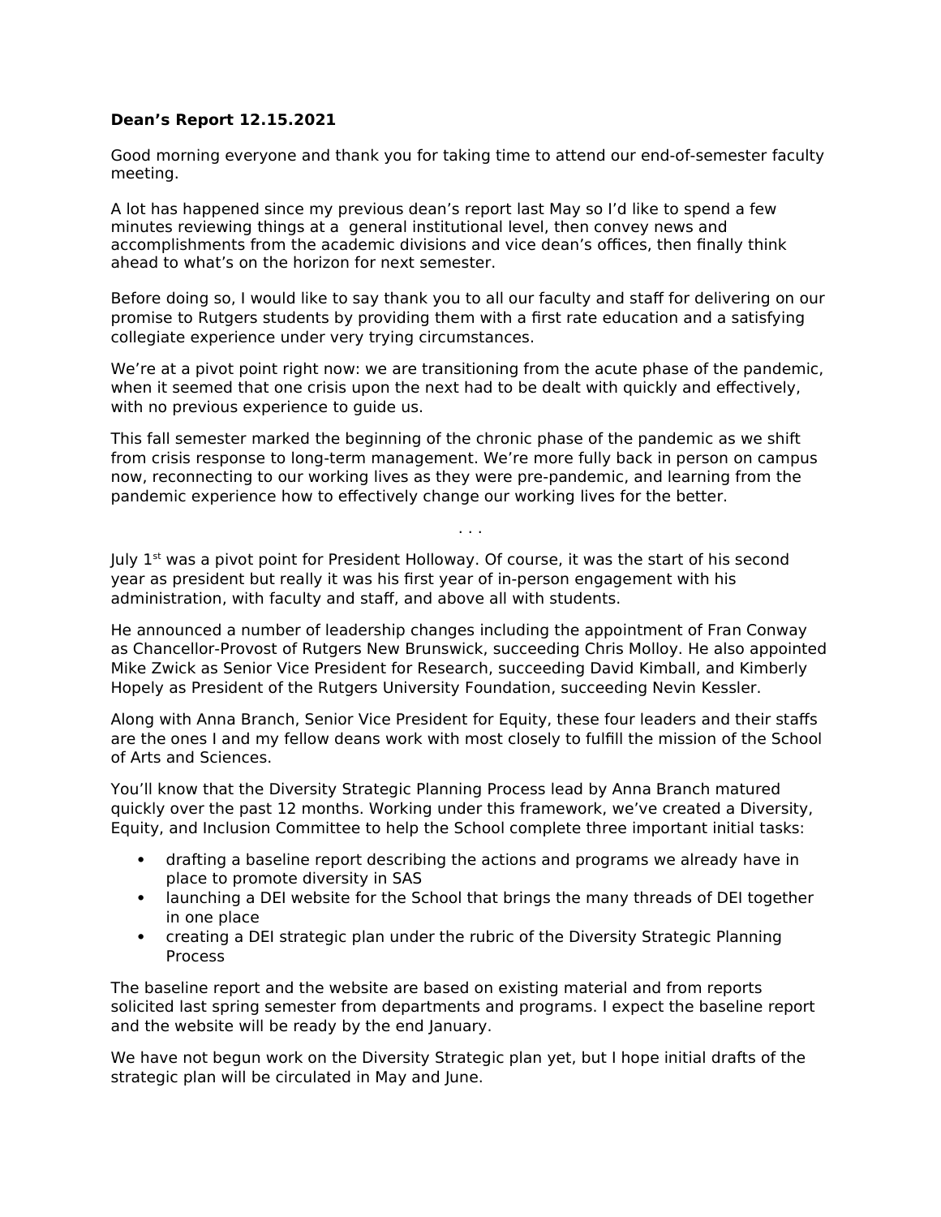**Dean's Report 12.15.2021**

Good morning everyone and thank you for taking time to attend our end-of-semester faculty meeting.

A lot has happened since my previous dean's report last May so I'd like to spend a few minutes reviewing things at a general institutional level, then convey news and accomplishments from the academic divisions and vice dean's offices, then finally think ahead to what's on the horizon for next semester.

Before doing so, I would like to say thank you to all our faculty and staff for delivering on our promise to Rutgers students by providing them with a first rate education and a satisfying collegiate experience under very trying circumstances.

We're at a pivot point right now: we are transitioning from the acute phase of the pandemic, when it seemed that one crisis upon the next had to be dealt with quickly and effectively, with no previous experience to guide us.

This fall semester marked the beginning of the chronic phase of the pandemic as we shift from crisis response to long-term management. We're more fully back in person on campus now, reconnecting to our working lives as they were pre-pandemic, and learning from the pandemic experience how to effectively change our working lives for the better.

. . .

July 1st was a pivot point for President Holloway. Of course, it was the start of his second year as president but really it was his first year of in-person engagement with his administration, with faculty and staff, and above all with students.

He announced a number of leadership changes including the appointment of Fran Conway as Chancellor-Provost of Rutgers New Brunswick, succeeding Chris Molloy. He also appointed Mike Zwick as Senior Vice President for Research, succeeding David Kimball, and Kimberly Hopely as President of the Rutgers University Foundation, succeeding Nevin Kessler.

Along with Anna Branch, Senior Vice President for Equity, these four leaders and their staffs are the ones I and my fellow deans work with most closely to fulfill the mission of the School of Arts and Sciences.

You'll know that the Diversity Strategic Planning Process lead by Anna Branch matured quickly over the past 12 months. Working under this framework, we've created a Diversity, Equity, and Inclusion Committee to help the School complete three important initial tasks:

- drafting a baseline report describing the actions and programs we already have in place to promote diversity in SAS
- launching a DEI website for the School that brings the many threads of DEI together in one place
- creating a DEI strategic plan under the rubric of the Diversity Strategic Planning Process

The baseline report and the website are based on existing material and from reports solicited last spring semester from departments and programs. I expect the baseline report and the website will be ready by the end January.

We have not begun work on the Diversity Strategic plan yet, but I hope initial drafts of the strategic plan will be circulated in May and June.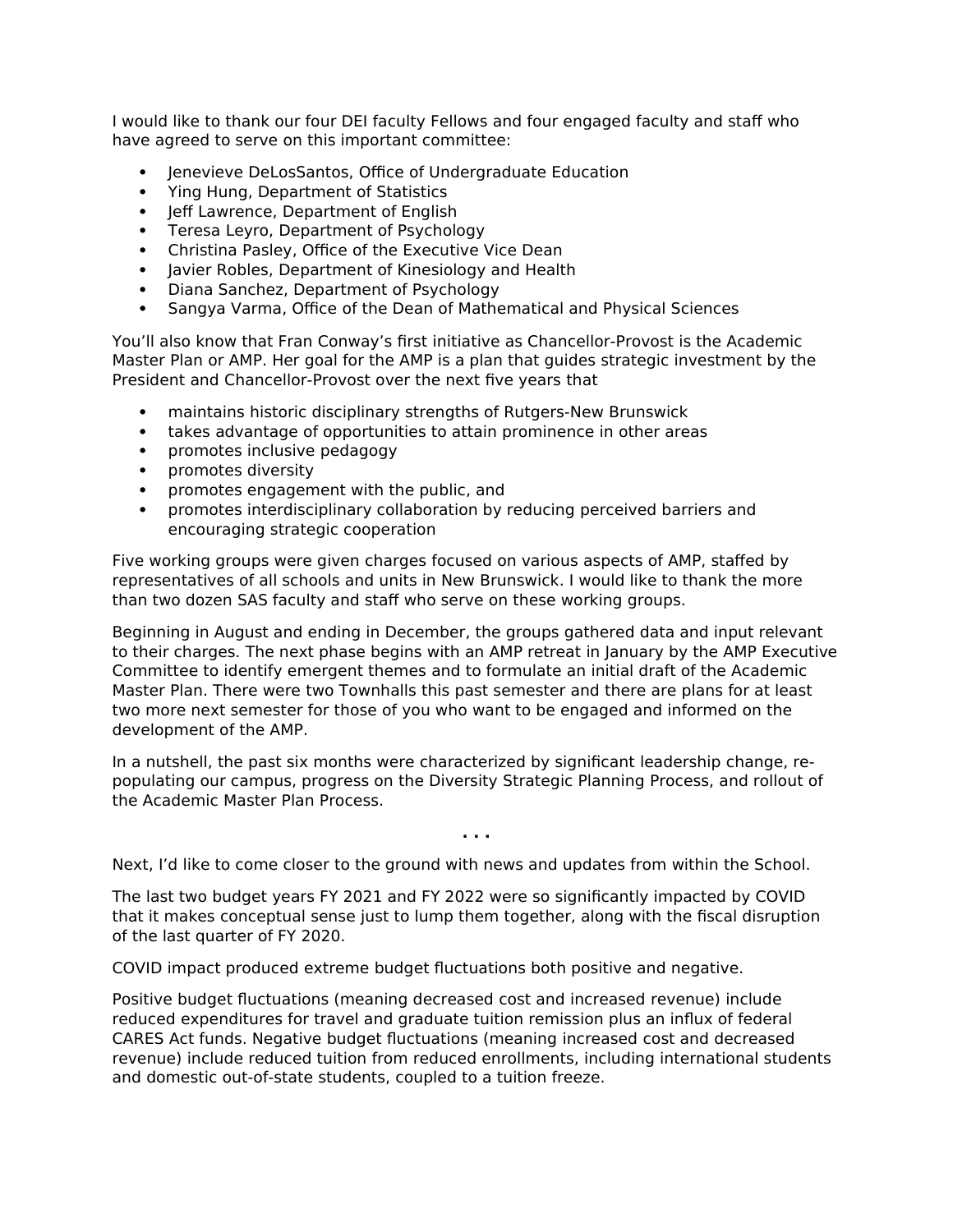I would like to thank our four DEI faculty Fellows and four engaged faculty and staff who have agreed to serve on this important committee:

- Jenevieve DeLosSantos, Office of Undergraduate Education
- Ying Hung, Department of Statistics
- Jeff Lawrence, Department of English
- Teresa Leyro, Department of Psychology
- Christina Pasley, Office of the Executive Vice Dean
- Javier Robles, Department of Kinesiology and Health
- Diana Sanchez, Department of Psychology
- Sangya Varma, Office of the Dean of Mathematical and Physical Sciences

You'll also know that Fran Conway's first initiative as Chancellor-Provost is the Academic Master Plan or AMP. Her goal for the AMP is a plan that guides strategic investment by the President and Chancellor-Provost over the next five years that

- maintains historic disciplinary strengths of Rutgers-New Brunswick
- takes advantage of opportunities to attain prominence in other areas
- promotes inclusive pedagogy
- promotes diversity
- promotes engagement with the public, and
- promotes interdisciplinary collaboration by reducing perceived barriers and encouraging strategic cooperation

Five working groups were given charges focused on various aspects of AMP, staffed by representatives of all schools and units in New Brunswick. I would like to thank the more than two dozen SAS faculty and staff who serve on these working groups.

Beginning in August and ending in December, the groups gathered data and input relevant to their charges. The next phase begins with an AMP retreat in January by the AMP Executive Committee to identify emergent themes and to formulate an initial draft of the Academic Master Plan. There were two Townhalls this past semester and there are plans for at least two more next semester for those of you who want to be engaged and informed on the development of the AMP.

In a nutshell, the past six months were characterized by significant leadership change, re-populating our campus, progress on the Diversity Strategic Planning Process, and rollout of the Academic Master Plan Process.

. . .

Next, I'd like to come closer to the ground with news and updates from within the School.

The last two budget years FY 2021 and FY 2022 were so significantly impacted by COVID that it makes conceptual sense just to lump them together, along with the fiscal disruption of the last quarter of FY 2020.

COVID impact produced extreme budget fluctuations both positive and negative.

Positive budget fluctuations (meaning decreased cost and increased revenue) include reduced expenditures for travel and graduate tuition remission plus an influx of federal CARES Act funds. Negative budget fluctuations (meaning increased cost and decreased revenue) include reduced tuition from reduced enrollments, including international students and domestic out-of-state students, coupled to a tuition freeze.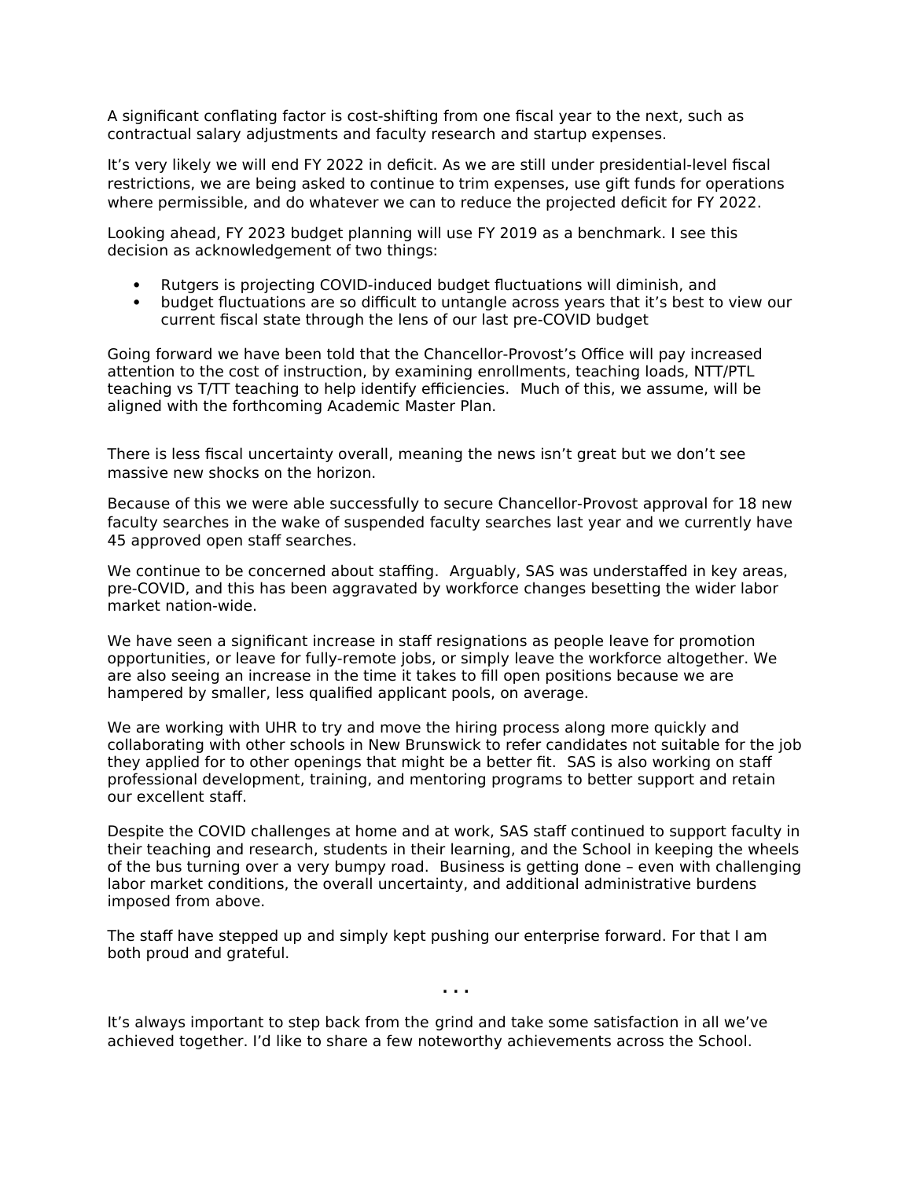A significant conflating factor is cost-shifting from one fiscal year to the next, such as contractual salary adjustments and faculty research and startup expenses.

It's very likely we will end FY 2022 in deficit. As we are still under presidential-level fiscal restrictions, we are being asked to continue to trim expenses, use gift funds for operations where permissible, and do whatever we can to reduce the projected deficit for FY 2022.

Looking ahead, FY 2023 budget planning will use FY 2019 as a benchmark. I see this decision as acknowledgement of two things:

- Rutgers is projecting COVID-induced budget fluctuations will diminish, and
- budget fluctuations are so difficult to untangle across years that it's best to view our current fiscal state through the lens of our last pre-COVID budget

Going forward we have been told that the Chancellor-Provost's Office will pay increased attention to the cost of instruction, by examining enrollments, teaching loads, NTT/PTL teaching vs T/TT teaching to help identify efficiencies. Much of this, we assume, will be aligned with the forthcoming Academic Master Plan.

There is less fiscal uncertainty overall, meaning the news isn't great but we don't see massive new shocks on the horizon.

Because of this we were able successfully to secure Chancellor-Provost approval for 18 new faculty searches in the wake of suspended faculty searches last year and we currently have 45 approved open staff searches.

We continue to be concerned about staffing. Arguably, SAS was understaffed in key areas, pre-COVID, and this has been aggravated by workforce changes besetting the wider labor market nation-wide.

We have seen a significant increase in staff resignations as people leave for promotion opportunities, or leave for fully-remote jobs, or simply leave the workforce altogether. We are also seeing an increase in the time it takes to fill open positions because we are hampered by smaller, less qualified applicant pools, on average.

We are working with UHR to try and move the hiring process along more quickly and collaborating with other schools in New Brunswick to refer candidates not suitable for the job they applied for to other openings that might be a better fit. SAS is also working on staff professional development, training, and mentoring programs to better support and retain our excellent staff.

Despite the COVID challenges at home and at work, SAS staff continued to support faculty in their teaching and research, students in their learning, and the School in keeping the wheels of the bus turning over a very bumpy road. Business is getting done – even with challenging labor market conditions, the overall uncertainty, and additional administrative burdens imposed from above.

The staff have stepped up and simply kept pushing our enterprise forward. For that I am both proud and grateful.

. . .

It's always important to step back from the grind and take some satisfaction in all we've achieved together. I'd like to share a few noteworthy achievements across the School.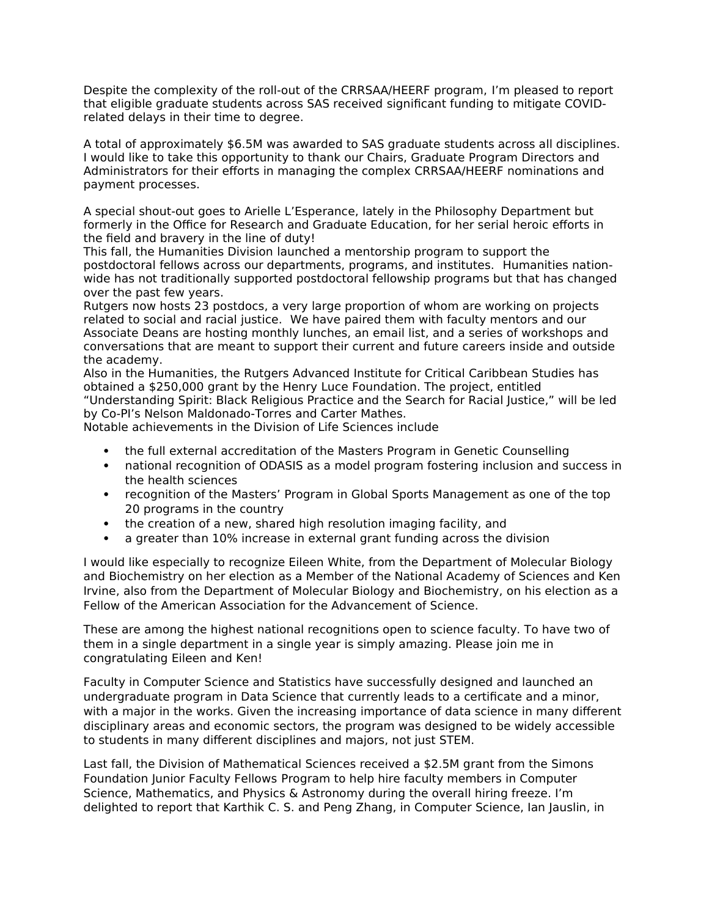Despite the complexity of the roll-out of the CRRSAA/HEERF program, I'm pleased to report that eligible graduate students across SAS received significant funding to mitigate COVID-related delays in their time to degree.

A total of approximately $6.5M was awarded to SAS graduate students across all disciplines. I would like to take this opportunity to thank our Chairs, Graduate Program Directors and Administrators for their efforts in managing the complex CRRSAA/HEERF nominations and payment processes.

A special shout-out goes to Arielle L'Esperance, lately in the Philosophy Department but formerly in the Office for Research and Graduate Education, for her serial heroic efforts in the field and bravery in the line of duty!

This fall, the Humanities Division launched a mentorship program to support the postdoctoral fellows across our departments, programs, and institutes. Humanities nation-wide has not traditionally supported postdoctoral fellowship programs but that has changed over the past few years.

Rutgers now hosts 23 postdocs, a very large proportion of whom are working on projects related to social and racial justice. We have paired them with faculty mentors and our Associate Deans are hosting monthly lunches, an email list, and a series of workshops and conversations that are meant to support their current and future careers inside and outside the academy.

Also in the Humanities, the Rutgers Advanced Institute for Critical Caribbean Studies has obtained a $250,000 grant by the Henry Luce Foundation. The project, entitled "Understanding Spirit: Black Religious Practice and the Search for Racial Justice," will be led by Co-PI's Nelson Maldonado-Torres and Carter Mathes.

Notable achievements in the Division of Life Sciences include

- the full external accreditation of the Masters Program in Genetic Counselling
- national recognition of ODASIS as a model program fostering inclusion and success in the health sciences
- recognition of the Masters' Program in Global Sports Management as one of the top 20 programs in the country
- the creation of a new, shared high resolution imaging facility, and
- a greater than 10% increase in external grant funding across the division

I would like especially to recognize Eileen White, from the Department of Molecular Biology and Biochemistry on her election as a Member of the National Academy of Sciences and Ken Irvine, also from the Department of Molecular Biology and Biochemistry, on his election as a Fellow of the American Association for the Advancement of Science.

These are among the highest national recognitions open to science faculty. To have two of them in a single department in a single year is simply amazing. Please join me in congratulating Eileen and Ken!

Faculty in Computer Science and Statistics have successfully designed and launched an undergraduate program in Data Science that currently leads to a certificate and a minor, with a major in the works. Given the increasing importance of data science in many different disciplinary areas and economic sectors, the program was designed to be widely accessible to students in many different disciplines and majors, not just STEM.

Last fall, the Division of Mathematical Sciences received a $2.5M grant from the Simons Foundation Junior Faculty Fellows Program to help hire faculty members in Computer Science, Mathematics, and Physics & Astronomy during the overall hiring freeze. I'm delighted to report that Karthik C. S. and Peng Zhang, in Computer Science, Ian Jauslin, in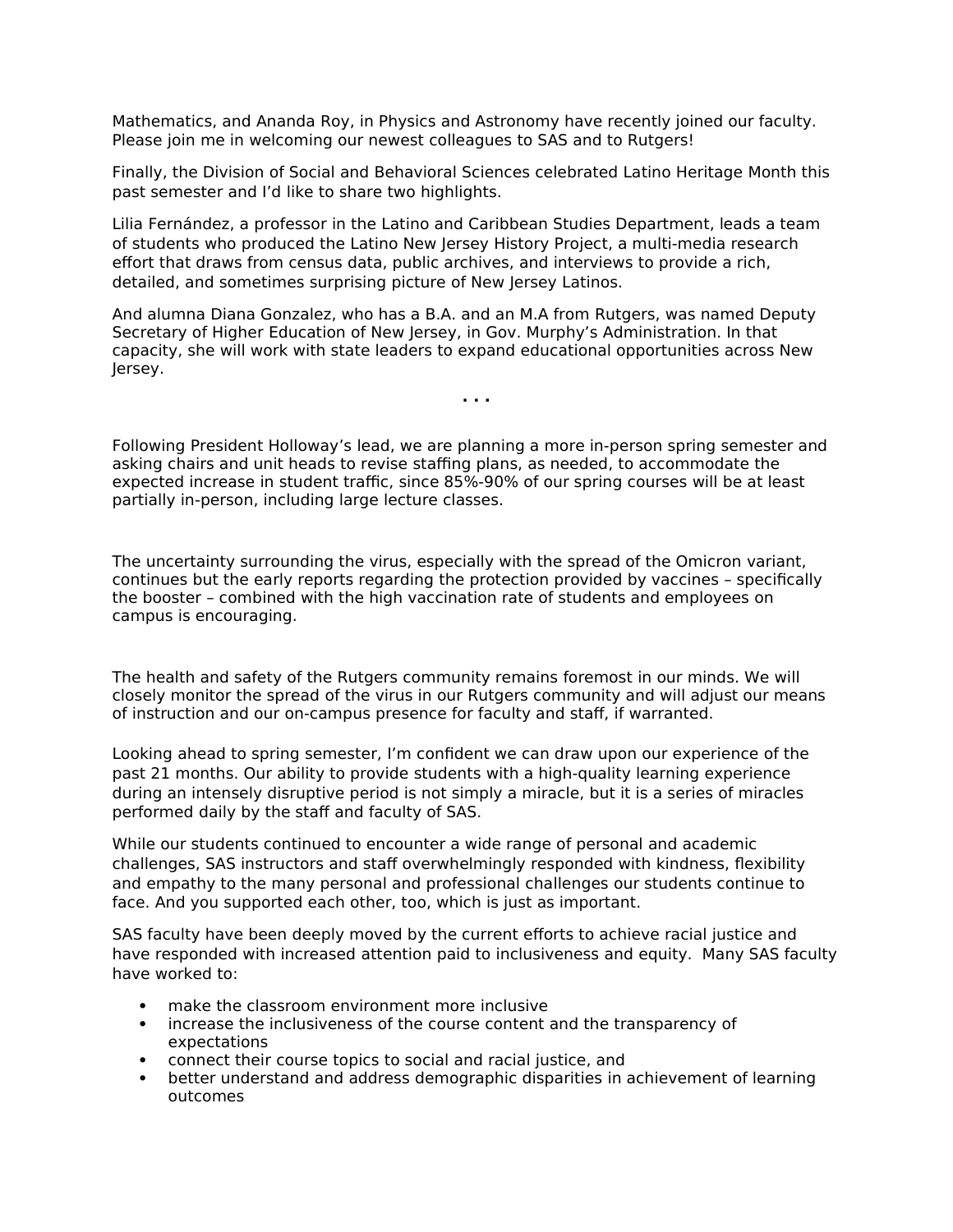Mathematics, and Ananda Roy, in Physics and Astronomy have recently joined our faculty. Please join me in welcoming our newest colleagues to SAS and to Rutgers!

Finally, the Division of Social and Behavioral Sciences celebrated Latino Heritage Month this past semester and I'd like to share two highlights.

Lilia Fernández, a professor in the Latino and Caribbean Studies Department, leads a team of students who produced the Latino New Jersey History Project, a multi-media research effort that draws from census data, public archives, and interviews to provide a rich, detailed, and sometimes surprising picture of New Jersey Latinos.

And alumna Diana Gonzalez, who has a B.A. and an M.A from Rutgers, was named Deputy Secretary of Higher Education of New Jersey, in Gov. Murphy's Administration. In that capacity, she will work with state leaders to expand educational opportunities across New Jersey.

. . .

Following President Holloway's lead, we are planning a more in-person spring semester and asking chairs and unit heads to revise staffing plans, as needed, to accommodate the expected increase in student traffic, since 85%-90% of our spring courses will be at least partially in-person, including large lecture classes.

The uncertainty surrounding the virus, especially with the spread of the Omicron variant, continues but the early reports regarding the protection provided by vaccines – specifically the booster – combined with the high vaccination rate of students and employees on campus is encouraging.

The health and safety of the Rutgers community remains foremost in our minds. We will closely monitor the spread of the virus in our Rutgers community and will adjust our means of instruction and our on-campus presence for faculty and staff, if warranted.

Looking ahead to spring semester, I'm confident we can draw upon our experience of the past 21 months. Our ability to provide students with a high-quality learning experience during an intensely disruptive period is not simply a miracle, but it is a series of miracles performed daily by the staff and faculty of SAS.

While our students continued to encounter a wide range of personal and academic challenges, SAS instructors and staff overwhelmingly responded with kindness, flexibility and empathy to the many personal and professional challenges our students continue to face. And you supported each other, too, which is just as important.

SAS faculty have been deeply moved by the current efforts to achieve racial justice and have responded with increased attention paid to inclusiveness and equity. Many SAS faculty have worked to:

- make the classroom environment more inclusive
- increase the inclusiveness of the course content and the transparency of expectations
- connect their course topics to social and racial justice, and
- better understand and address demographic disparities in achievement of learning outcomes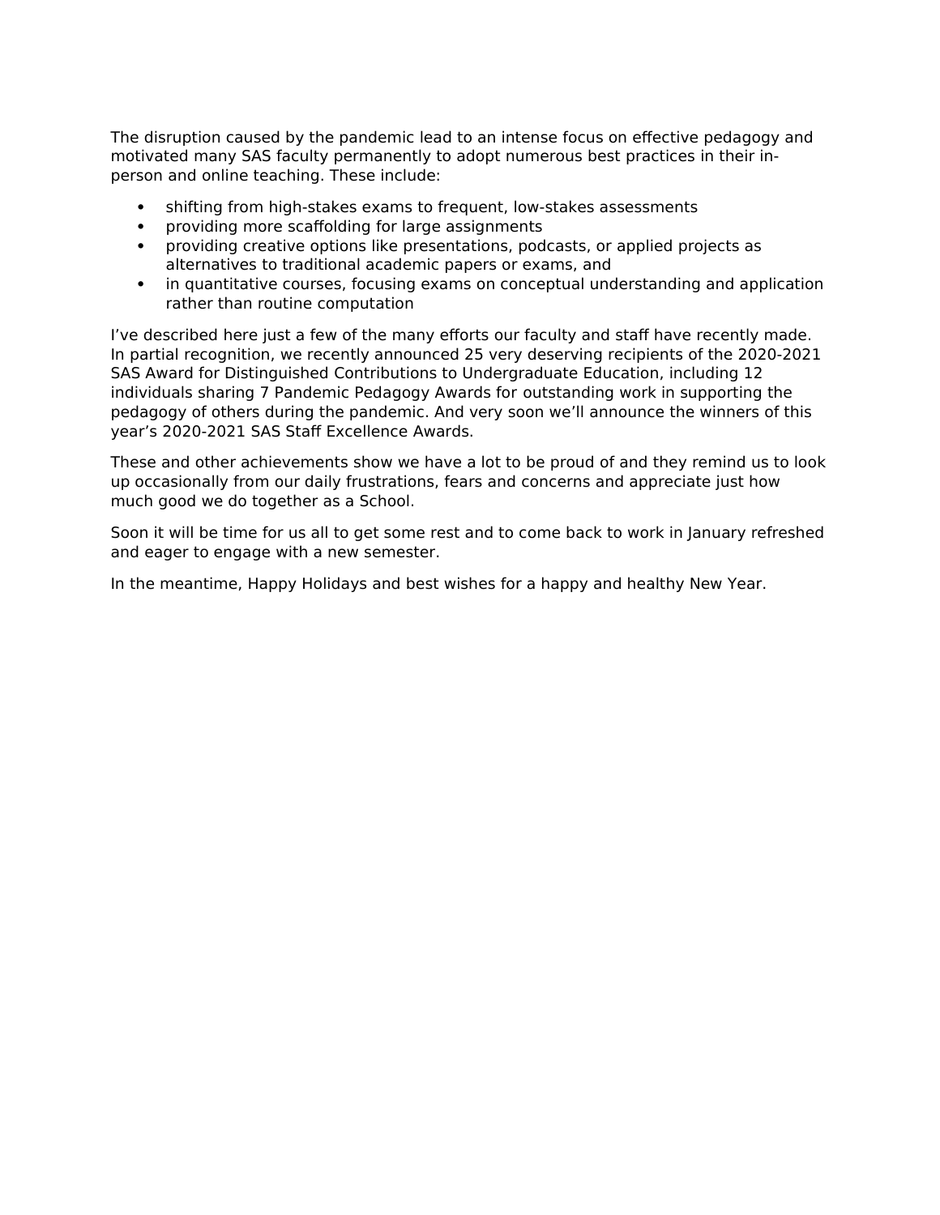The disruption caused by the pandemic lead to an intense focus on effective pedagogy and motivated many SAS faculty permanently to adopt numerous best practices in their in-person and online teaching. These include:

- shifting from high-stakes exams to frequent, low-stakes assessments
- providing more scaffolding for large assignments
- providing creative options like presentations, podcasts, or applied projects as alternatives to traditional academic papers or exams, and
- in quantitative courses, focusing exams on conceptual understanding and application rather than routine computation

I've described here just a few of the many efforts our faculty and staff have recently made. In partial recognition, we recently announced 25 very deserving recipients of the 2020-2021 SAS Award for Distinguished Contributions to Undergraduate Education, including 12 individuals sharing 7 Pandemic Pedagogy Awards for outstanding work in supporting the pedagogy of others during the pandemic. And very soon we'll announce the winners of this year's 2020-2021 SAS Staff Excellence Awards.

These and other achievements show we have a lot to be proud of and they remind us to look up occasionally from our daily frustrations, fears and concerns and appreciate just how much good we do together as a School.

Soon it will be time for us all to get some rest and to come back to work in January refreshed and eager to engage with a new semester.

In the meantime, Happy Holidays and best wishes for a happy and healthy New Year.